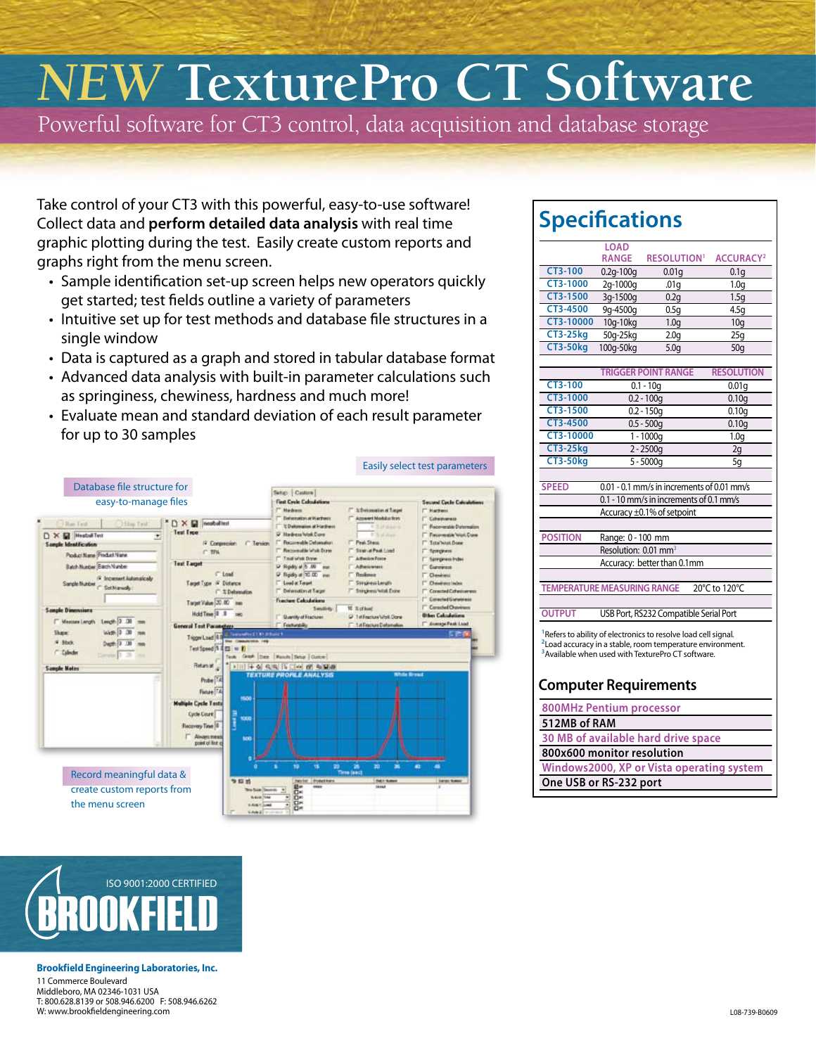# *NEW* TexturePro CT Software

Powerful software for CT3 control, data acquisition and database storage

Take control of your CT3 with this powerful, easy-to-use software! Collect data and **perform detailed data analysis** with real time graphic plotting during the test. Easily create custom reports and graphs right from the menu screen.

- Sample identification set-up screen helps new operators quickly get started; test fields outline a variety of parameters
- Intuitive set up for test methods and database file structures in a single window
- Data is captured as a graph and stored in tabular database format
- Advanced data analysis with built-in parameter calculations such as springiness, chewiness, hardness and much more!
- Evaluate mean and standard deviation of each result parameter for up to 30 samples

Easily select test parameters

Database file structure for easy-to-manage files

Record meaningful data & create custom reports from the menu screen

## Specifications

| | LOAD RANGE | RESOLUTION[1] | ACCURACY[2] |
|---|---|---|---|
| CT3-100 | 0.2g-100g | 0.01g | 0.1g |
| CT3-1000 | 2g-1000g | .01g | 1.0g |
| CT3-1500 | 3g-1500g | 0.2g | 1.5g |
| CT3-4500 | 9g-4500g | 0.5g | 4.5g |
| CT3-10000 | 10g-10kg | 1.0g | 10g |
| CT3-25kg | 50g-25kg | 2.0g | 25g |
| CT3-50kg | 100g-50kg | 5.0g | 50g |

| | TRIGGER POINT RANGE | RESOLUTION |
|---|---|---|
| CT3-100 | 0.1 - 10g | 0.01g |
| CT3-1000 | 0.2 - 100g | 0.10g |
| CT3-1500 | 0.2 - 150g | 0.10g |
| CT3-4500 | 0.5 - 500g | 0.10g |
| CT3-10000 | 1 - 1000g | 1.0g |
| CT3-25kg | 2 - 2500g | 2g |
| CT3-50kg | 5 - 5000g | 5g |

| | |
|---|---|
| SPEED | 0.01 - 0.1 mm/s in increments of 0.01 mm/s |
| | 0.1 - 10 mm/s in increments of 0.1 mm/s |
| | Accuracy ±0.1% of setpoint |
| POSITION | Range: 0 - 100 mm |
| | Resolution: 0.01 mm[3] |
| | Accuracy: better than 0.1mm |
| TEMPERATURE MEASURING RANGE | 20°C to 120°C |
| OUTPUT | USB Port, RS232 Compatible Serial Port |

[1]Refers to ability of electronics to resolve load cell signal.
[2]Load accuracy in a stable, room temperature environment.
[3]Available when used with TexturePro CT software.

## Computer Requirements

- 800MHz Pentium processor
- 512MB of RAM
- 30 MB of available hard drive space
- 800x600 monitor resolution
- Windows2000, XP or Vista operating system
- One USB or RS-232 port

ISO 9001:2000 CERTIFIED

BROOKFIELD

**Brookfield Engineering Laboratories, Inc.**
11 Commerce Boulevard
Middleboro, MA 02346-1031 USA
T: 800.628.8139 or 508.946.6200 F: 508.946.6262
W: www.brookfieldengineering.com

L08-739-B0609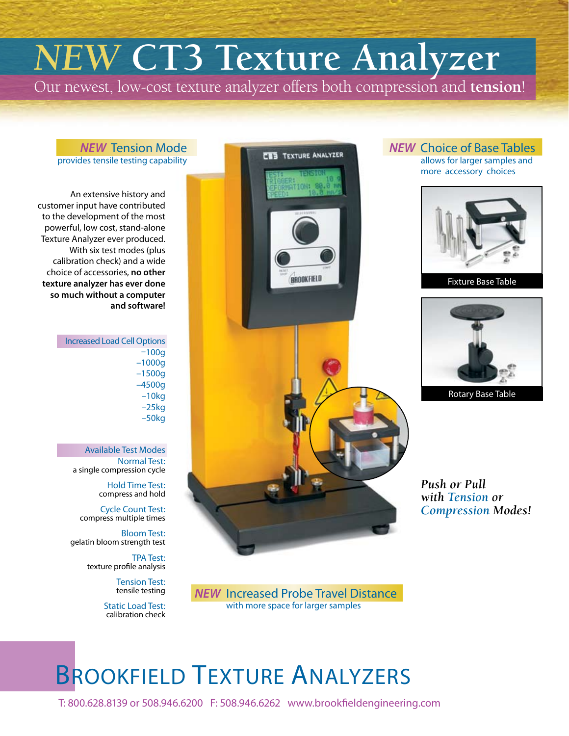# *NEW* CT3 Texture Analyzer

Our newest, low-cost texture analyzer offers both compression and **tension**!

## *NEW* Tension Mode

provides tensile testing capability

An extensive history and customer input have contributed to the development of the most powerful, low cost, stand-alone Texture Analyzer ever produced. With six test modes (plus calibration check) and a wide choice of accessories, **no other texture analyzer has ever done so much without a computer and software!**

### Increased Load Cell Options

- 100g
- 1000g
- 1500g
- 4500g
- 10kg
- 25kg
- 50kg

### Available Test Modes

Normal Test:
a single compression cycle

Hold Time Test:
compress and hold

Cycle Count Test:
compress multiple times

Bloom Test:
gelatin bloom strength test

TPA Test:
texture profile analysis

Tension Test:
tensile testing

Static Load Test:
calibration check

## *NEW* Choice of Base Tables

allows for larger samples and more accessory choices

Fixture Base Table

Rotary Base Table

***Push or Pull with Tension or Compression Modes!***

## *NEW* Increased Probe Travel Distance

with more space for larger samples

# Brookfield Texture Analyzers

T: 800.628.8139 or 508.946.6200 F: 508.946.6262 www.brookfieldengineering.com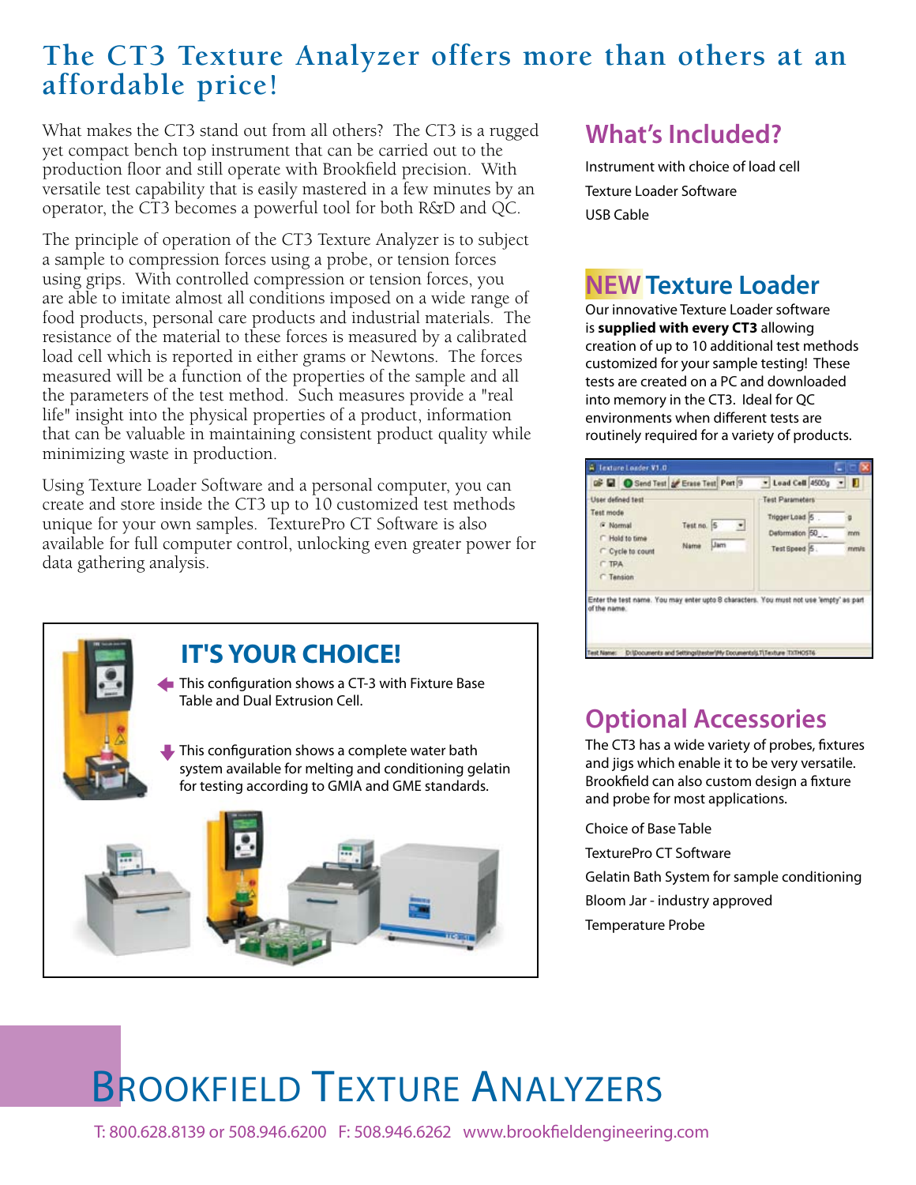# The CT3 Texture Analyzer offers more than others at an affordable price!

What makes the CT3 stand out from all others? The CT3 is a rugged yet compact bench top instrument that can be carried out to the production floor and still operate with Brookfield precision. With versatile test capability that is easily mastered in a few minutes by an operator, the CT3 becomes a powerful tool for both R&D and QC.

The principle of operation of the CT3 Texture Analyzer is to subject a sample to compression forces using a probe, or tension forces using grips. With controlled compression or tension forces, you are able to imitate almost all conditions imposed on a wide range of food products, personal care products and industrial materials. The resistance of the material to these forces is measured by a calibrated load cell which is reported in either grams or Newtons. The forces measured will be a function of the properties of the sample and all the parameters of the test method. Such measures provide a "real life" insight into the physical properties of a product, information that can be valuable in maintaining consistent product quality while minimizing waste in production.

Using Texture Loader Software and a personal computer, you can create and store inside the CT3 up to 10 customized test methods unique for your own samples. TexturePro CT Software is also available for full computer control, unlocking even greater power for data gathering analysis.

## IT'S YOUR CHOICE!

This configuration shows a CT-3 with Fixture Base Table and Dual Extrusion Cell.

This configuration shows a complete water bath system available for melting and conditioning gelatin for testing according to GMIA and GME standards.

## What's Included?

Instrument with choice of load cell

Texture Loader Software

USB Cable

## NEW Texture Loader

Our innovative Texture Loader software is **supplied with every CT3** allowing creation of up to 10 additional test methods customized for your sample testing! These tests are created on a PC and downloaded into memory in the CT3. Ideal for QC environments when different tests are routinely required for a variety of products.

## Optional Accessories

The CT3 has a wide variety of probes, fixtures and jigs which enable it to be very versatile. Brookfield can also custom design a fixture and probe for most applications.

Choice of Base Table

TexturePro CT Software

Gelatin Bath System for sample conditioning

Bloom Jar - industry approved

Temperature Probe

# Brookfield Texture Analyzers

T: 800.628.8139 or 508.946.6200 F: 508.946.6262 www.brookfieldengineering.com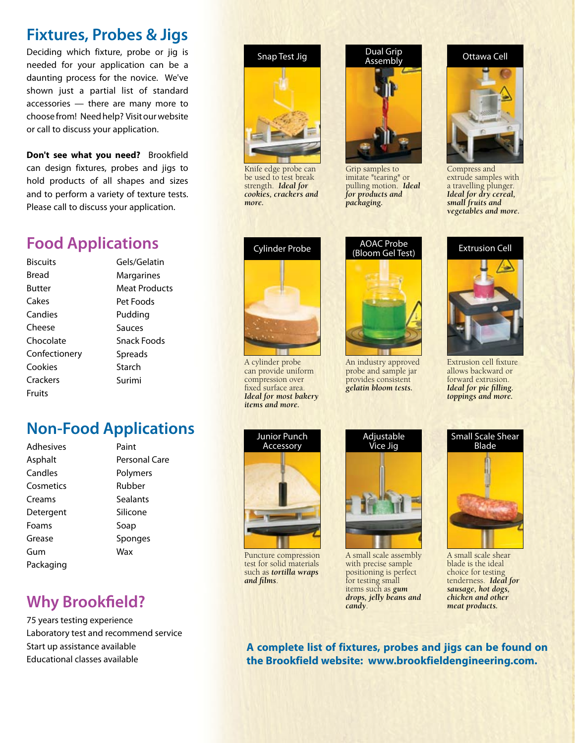## Fixtures, Probes & Jigs

Deciding which fixture, probe or jig is needed for your application can be a daunting process for the novice. We've shown just a partial list of standard accessories — there are many more to choose from! Need help? Visit our website or call to discuss your application.

**Don't see what you need?** Brookfield can design fixtures, probes and jigs to hold products of all shapes and sizes and to perform a variety of texture tests. Please call to discuss your application.

## Food Applications

- Biscuits
- Bread
- Butter
- Cakes
- Candies
- Cheese
- Chocolate
- Confectionery
- Cookies
- Crackers
- Fruits
- Gels/Gelatin
- Margarines
- Meat Products
- Pet Foods
- Pudding
- Sauces
- Snack Foods
- Spreads
- Starch
- Surimi

## Non-Food Applications

- Adhesives
- Asphalt
- Candles
- Cosmetics
- Creams
- Detergent
- Foams
- Grease
- Gum
- Packaging
- Paint
- Personal Care
- Polymers
- Rubber
- Sealants
- Silicone
- Soap
- Sponges
- Wax

## Why Brookfield?

75 years testing experience
Laboratory test and recommend service
Start up assistance available
Educational classes available

### Snap Test Jig

Knife edge probe can be used to test break strength. ***Ideal for cookies, crackers and more.***

### Dual Grip Assembly

Grip samples to imitate "tearing" or pulling motion. ***Ideal for products and packaging.***

### Ottawa Cell

Compress and extrude samples with a travelling plunger. ***Ideal for dry cereal, small fruits and vegetables and more.***

### Cylinder Probe

A cylinder probe can provide uniform compression over fixed surface area. ***Ideal for most bakery items and more.***

### AOAC Probe (Bloom Gel Test)

An industry approved probe and sample jar provides consistent ***gelatin bloom tests.***

### Extrusion Cell

Extrusion cell fixture allows backward or forward extrusion. ***Ideal for pie filling. toppings and more.***

### Junior Punch Accessory

Puncture compression test for solid materials such as ***tortilla wraps and films***.

### Adjustable Vice Jig

A small scale assembly with precise sample positioning is perfect for testing small items such as ***gum drops, jelly beans and candy***.

### Small Scale Shear Blade

A small scale shear blade is the ideal choice for testing tenderness. ***Ideal for sausage, hot dogs, chicken and other meat products.***

**A complete list of fixtures, probes and jigs can be found on the Brookfield website: www.brookfieldengineering.com.**